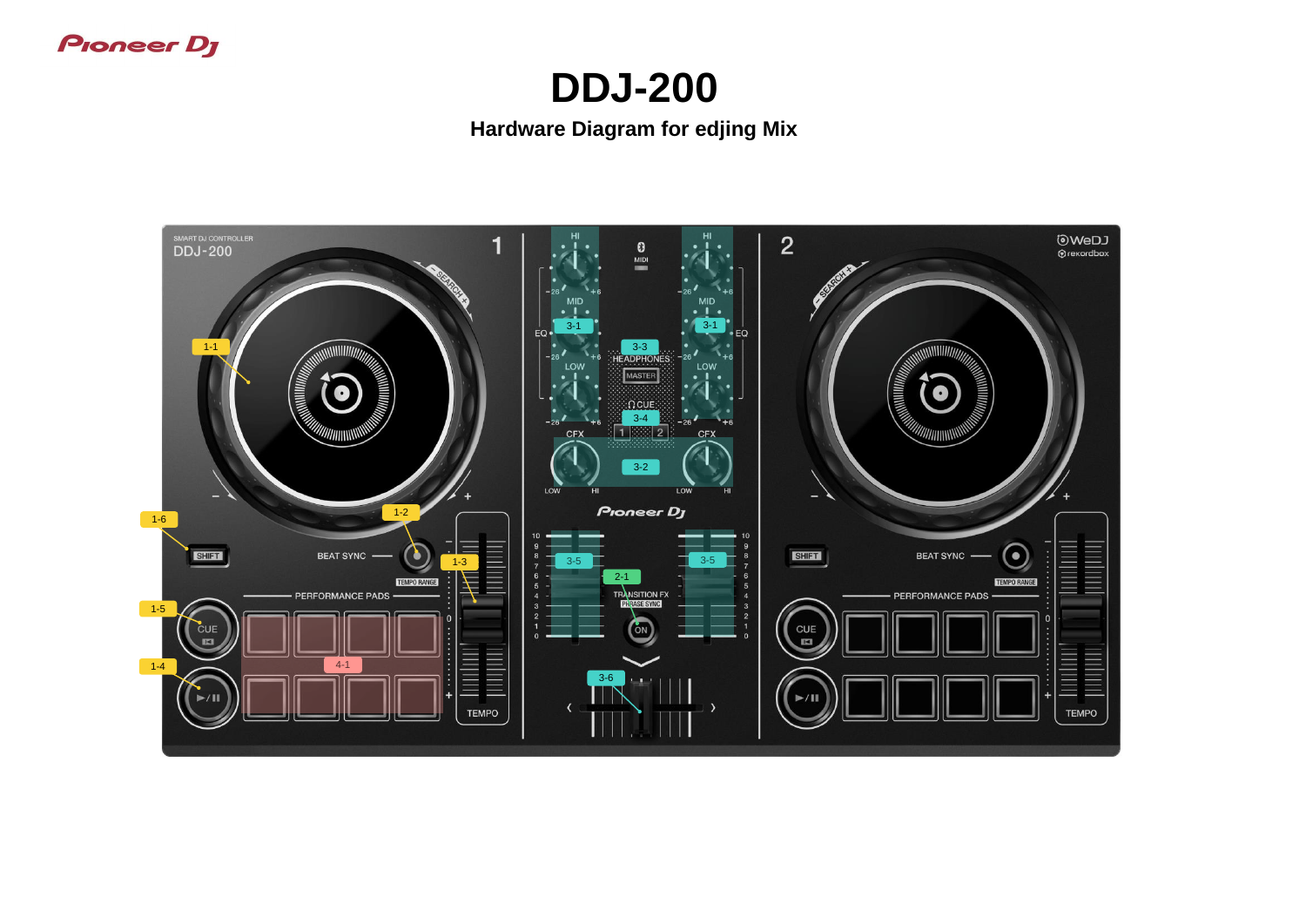# DDJ-200

**Hardware Diagram for edjing Mix**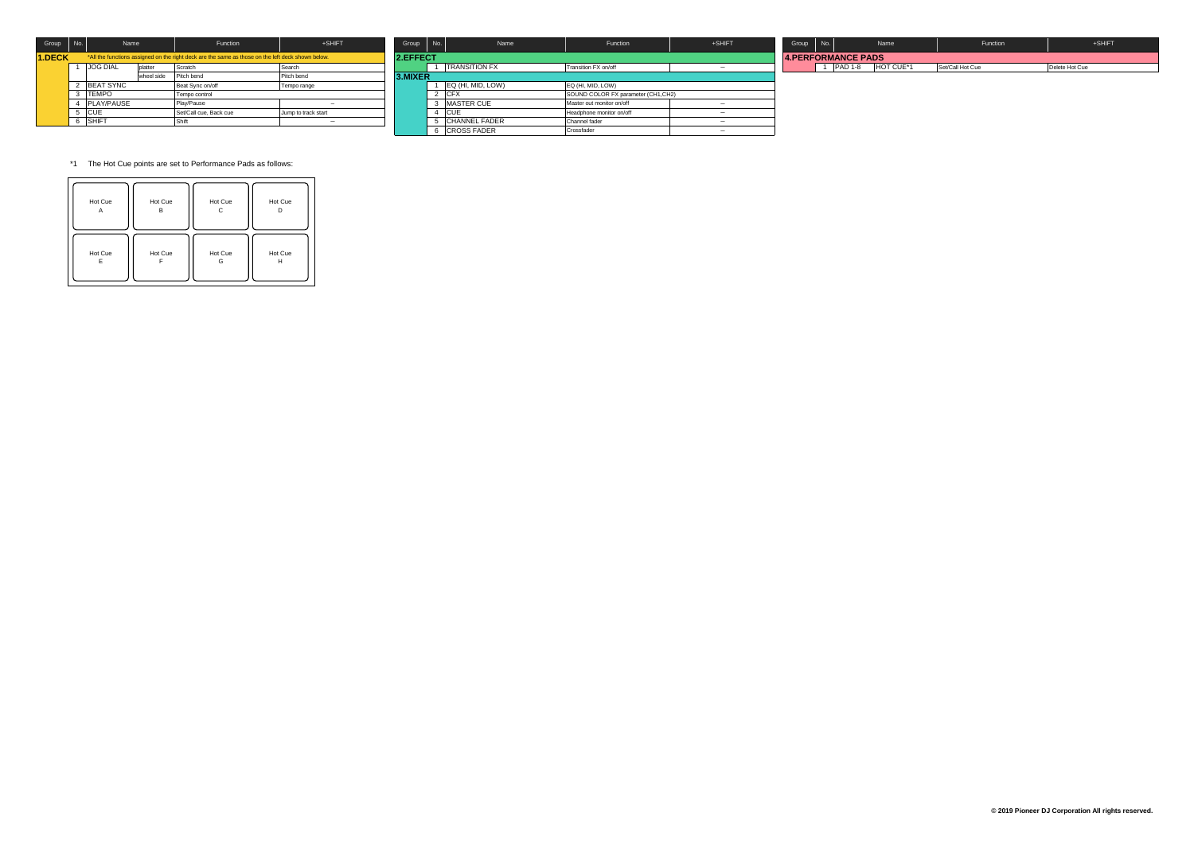| Group | No. | Name | | Function | +SHIFT |
|---|---|---|---|---|---|
| **1.DECK** | | *All the functions assigned on the right deck are the same as those on the left deck shown below. | | | |
| | 1 | JOG DIAL | platter | Scratch | Search |
| | | | wheel side | Pitch bend | Pitch bend |
| | 2 | BEAT SYNC | | Beat Sync on/off | Tempo range |
| | 3 | TEMPO | | Tempo control | |
| | 4 | PLAY/PAUSE | | Play/Pause | – |
| | 5 | CUE | | Set/Call cue, Back cue | Jump to track start |
| | 6 | SHIFT | | Shift | – |

| Group | No. | Name | Function | +SHIFT |
|---|---|---|---|---|
| **2.EFFECT** | | | | |
| | 1 | TRANSITION FX | Transition FX on/off | – |
| **3.MIXER** | | | | |
| | 1 | EQ (HI, MID, LOW) | EQ (HI, MID, LOW) | |
| | 2 | CFX | SOUND COLOR FX parameter (CH1,CH2) | |
| | 3 | MASTER CUE | Master out monitor on/off | – |
| | 4 | CUE | Headphone monitor on/off | – |
| | 5 | CHANNEL FADER | Channel fader | – |
| | 6 | CROSS FADER | Crossfader | – |

| Group | No. | Name | | Function | +SHIFT |
|---|---|---|---|---|---|
| **4.PERFORMANCE PADS** | | | | | |
| | 1 | PAD 1-8 | HOT CUE*1 | Set/Call Hot Cue | Delete Hot Cue |

*1 The Hot Cue points are set to Performance Pads as follows:

| | | | |
|---|---|---|---|
| Hot Cue A | Hot Cue B | Hot Cue C | Hot Cue D |
| Hot Cue E | Hot Cue F | Hot Cue G | Hot Cue H |

**© 2019 Pioneer DJ Corporation All rights reserved.**